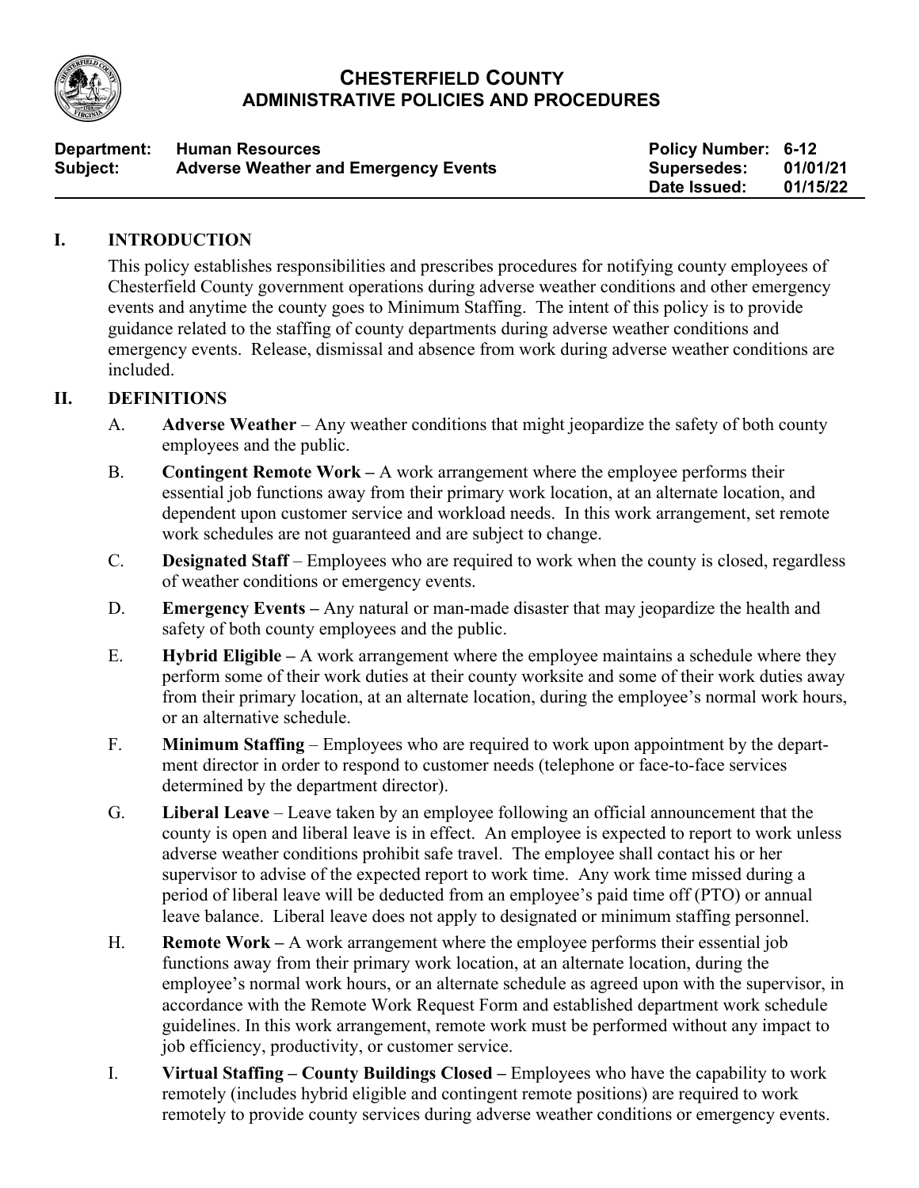# CHESTERFIELD COUNTY
## ADMINISTRATIVE POLICIES AND PROCEDURES

| | | | |
|---|---|---|---|
| **Department:** | **Human Resources** | **Policy Number:** | **6-12** |
| **Subject:** | **Adverse Weather and Emergency Events** | **Supersedes:** | **01/01/21** |
| | | **Date Issued:** | **01/15/22** |

## I. INTRODUCTION

This policy establishes responsibilities and prescribes procedures for notifying county employees of Chesterfield County government operations during adverse weather conditions and other emergency events and anytime the county goes to Minimum Staffing. The intent of this policy is to provide guidance related to the staffing of county departments during adverse weather conditions and emergency events. Release, dismissal and absence from work during adverse weather conditions are included.

## II. DEFINITIONS

A. **Adverse Weather** – Any weather conditions that might jeopardize the safety of both county employees and the public.

B. **Contingent Remote Work –** A work arrangement where the employee performs their essential job functions away from their primary work location, at an alternate location, and dependent upon customer service and workload needs. In this work arrangement, set remote work schedules are not guaranteed and are subject to change.

C. **Designated Staff** – Employees who are required to work when the county is closed, regardless of weather conditions or emergency events.

D. **Emergency Events –** Any natural or man-made disaster that may jeopardize the health and safety of both county employees and the public.

E. **Hybrid Eligible –** A work arrangement where the employee maintains a schedule where they perform some of their work duties at their county worksite and some of their work duties away from their primary location, at an alternate location, during the employee's normal work hours, or an alternative schedule.

F. **Minimum Staffing** – Employees who are required to work upon appointment by the department director in order to respond to customer needs (telephone or face-to-face services determined by the department director).

G. **Liberal Leave** – Leave taken by an employee following an official announcement that the county is open and liberal leave is in effect. An employee is expected to report to work unless adverse weather conditions prohibit safe travel. The employee shall contact his or her supervisor to advise of the expected report to work time. Any work time missed during a period of liberal leave will be deducted from an employee's paid time off (PTO) or annual leave balance. Liberal leave does not apply to designated or minimum staffing personnel.

H. **Remote Work –** A work arrangement where the employee performs their essential job functions away from their primary work location, at an alternate location, during the employee's normal work hours, or an alternate schedule as agreed upon with the supervisor, in accordance with the Remote Work Request Form and established department work schedule guidelines. In this work arrangement, remote work must be performed without any impact to job efficiency, productivity, or customer service.

I. **Virtual Staffing – County Buildings Closed –** Employees who have the capability to work remotely (includes hybrid eligible and contingent remote positions) are required to work remotely to provide county services during adverse weather conditions or emergency events.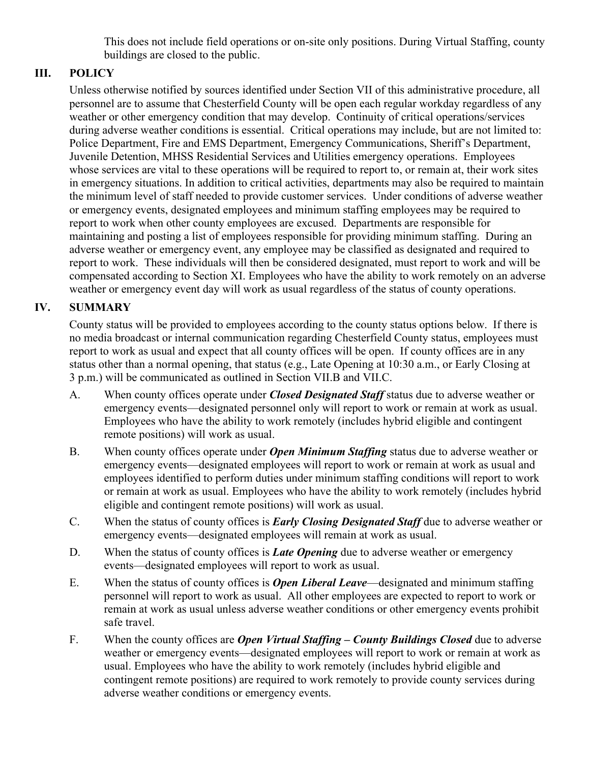This does not include field operations or on-site only positions. During Virtual Staffing, county buildings are closed to the public.

## III. POLICY

Unless otherwise notified by sources identified under Section VII of this administrative procedure, all personnel are to assume that Chesterfield County will be open each regular workday regardless of any weather or other emergency condition that may develop. Continuity of critical operations/services during adverse weather conditions is essential. Critical operations may include, but are not limited to: Police Department, Fire and EMS Department, Emergency Communications, Sheriff's Department, Juvenile Detention, MHSS Residential Services and Utilities emergency operations. Employees whose services are vital to these operations will be required to report to, or remain at, their work sites in emergency situations. In addition to critical activities, departments may also be required to maintain the minimum level of staff needed to provide customer services. Under conditions of adverse weather or emergency events, designated employees and minimum staffing employees may be required to report to work when other county employees are excused. Departments are responsible for maintaining and posting a list of employees responsible for providing minimum staffing. During an adverse weather or emergency event, any employee may be classified as designated and required to report to work. These individuals will then be considered designated, must report to work and will be compensated according to Section XI. Employees who have the ability to work remotely on an adverse weather or emergency event day will work as usual regardless of the status of county operations.

## IV. SUMMARY

County status will be provided to employees according to the county status options below. If there is no media broadcast or internal communication regarding Chesterfield County status, employees must report to work as usual and expect that all county offices will be open. If county offices are in any status other than a normal opening, that status (e.g., Late Opening at 10:30 a.m., or Early Closing at 3 p.m.) will be communicated as outlined in Section VII.B and VII.C.

A. When county offices operate under ***Closed Designated Staff*** status due to adverse weather or emergency events—designated personnel only will report to work or remain at work as usual. Employees who have the ability to work remotely (includes hybrid eligible and contingent remote positions) will work as usual.

B. When county offices operate under ***Open Minimum Staffing*** status due to adverse weather or emergency events—designated employees will report to work or remain at work as usual and employees identified to perform duties under minimum staffing conditions will report to work or remain at work as usual. Employees who have the ability to work remotely (includes hybrid eligible and contingent remote positions) will work as usual.

C. When the status of county offices is ***Early Closing Designated Staff*** due to adverse weather or emergency events—designated employees will remain at work as usual.

D. When the status of county offices is ***Late Opening*** due to adverse weather or emergency events—designated employees will report to work as usual.

E. When the status of county offices is ***Open Liberal Leave***—designated and minimum staffing personnel will report to work as usual. All other employees are expected to report to work or remain at work as usual unless adverse weather conditions or other emergency events prohibit safe travel.

F. When the county offices are ***Open Virtual Staffing – County Buildings Closed*** due to adverse weather or emergency events—designated employees will report to work or remain at work as usual. Employees who have the ability to work remotely (includes hybrid eligible and contingent remote positions) are required to work remotely to provide county services during adverse weather conditions or emergency events.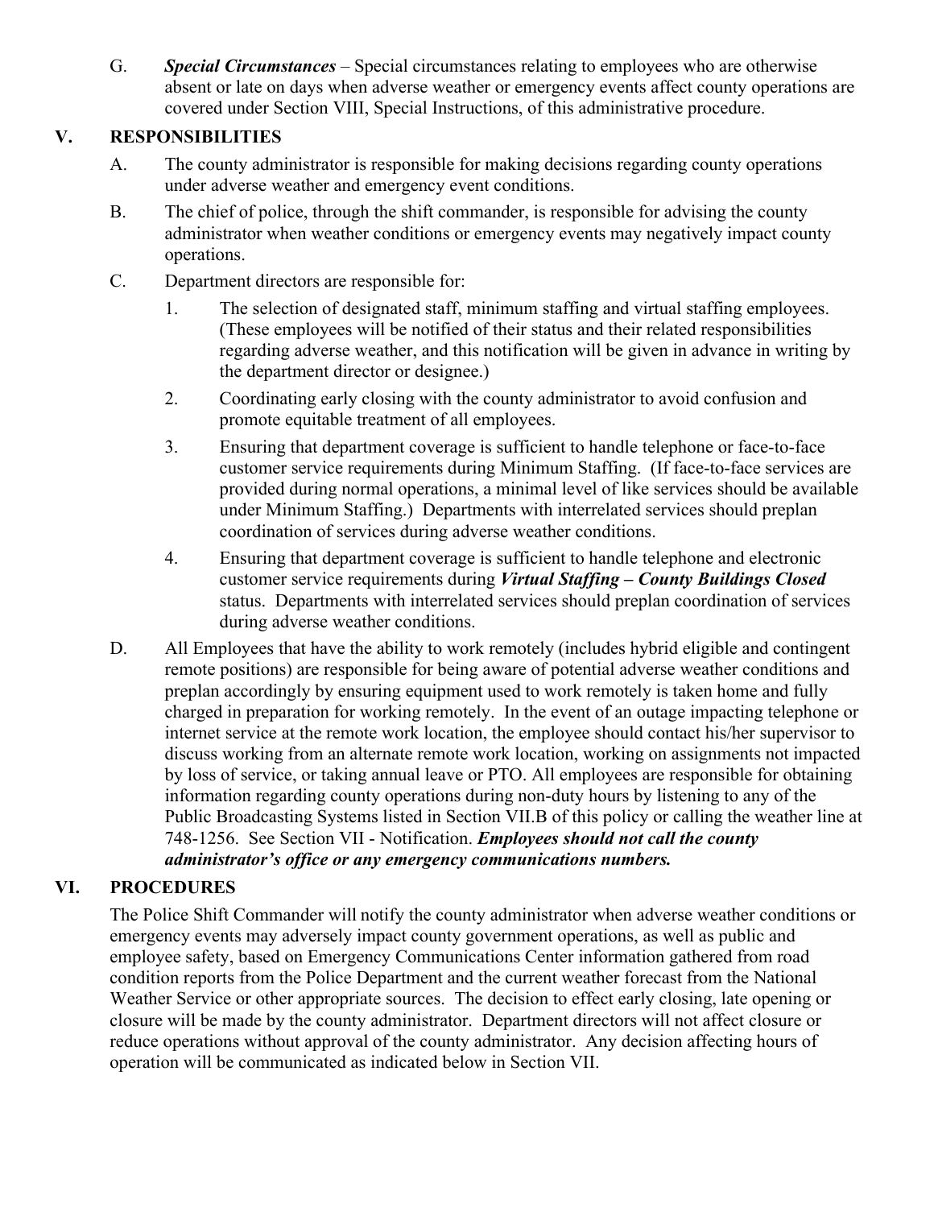G. ***Special Circumstances*** – Special circumstances relating to employees who are otherwise absent or late on days when adverse weather or emergency events affect county operations are covered under Section VIII, Special Instructions, of this administrative procedure.

## V. RESPONSIBILITIES

A. The county administrator is responsible for making decisions regarding county operations under adverse weather and emergency event conditions.

B. The chief of police, through the shift commander, is responsible for advising the county administrator when weather conditions or emergency events may negatively impact county operations.

C. Department directors are responsible for:

1. The selection of designated staff, minimum staffing and virtual staffing employees. (These employees will be notified of their status and their related responsibilities regarding adverse weather, and this notification will be given in advance in writing by the department director or designee.)
2. Coordinating early closing with the county administrator to avoid confusion and promote equitable treatment of all employees.
3. Ensuring that department coverage is sufficient to handle telephone or face-to-face customer service requirements during Minimum Staffing. (If face-to-face services are provided during normal operations, a minimal level of like services should be available under Minimum Staffing.) Departments with interrelated services should preplan coordination of services during adverse weather conditions.
4. Ensuring that department coverage is sufficient to handle telephone and electronic customer service requirements during ***Virtual Staffing – County Buildings Closed*** status. Departments with interrelated services should preplan coordination of services during adverse weather conditions.

D. All Employees that have the ability to work remotely (includes hybrid eligible and contingent remote positions) are responsible for being aware of potential adverse weather conditions and preplan accordingly by ensuring equipment used to work remotely is taken home and fully charged in preparation for working remotely. In the event of an outage impacting telephone or internet service at the remote work location, the employee should contact his/her supervisor to discuss working from an alternate remote work location, working on assignments not impacted by loss of service, or taking annual leave or PTO. All employees are responsible for obtaining information regarding county operations during non-duty hours by listening to any of the Public Broadcasting Systems listed in Section VII.B of this policy or calling the weather line at 748-1256. See Section VII - Notification. ***Employees should not call the county administrator's office or any emergency communications numbers.***

## VI. PROCEDURES

The Police Shift Commander will notify the county administrator when adverse weather conditions or emergency events may adversely impact county government operations, as well as public and employee safety, based on Emergency Communications Center information gathered from road condition reports from the Police Department and the current weather forecast from the National Weather Service or other appropriate sources. The decision to effect early closing, late opening or closure will be made by the county administrator. Department directors will not affect closure or reduce operations without approval of the county administrator. Any decision affecting hours of operation will be communicated as indicated below in Section VII.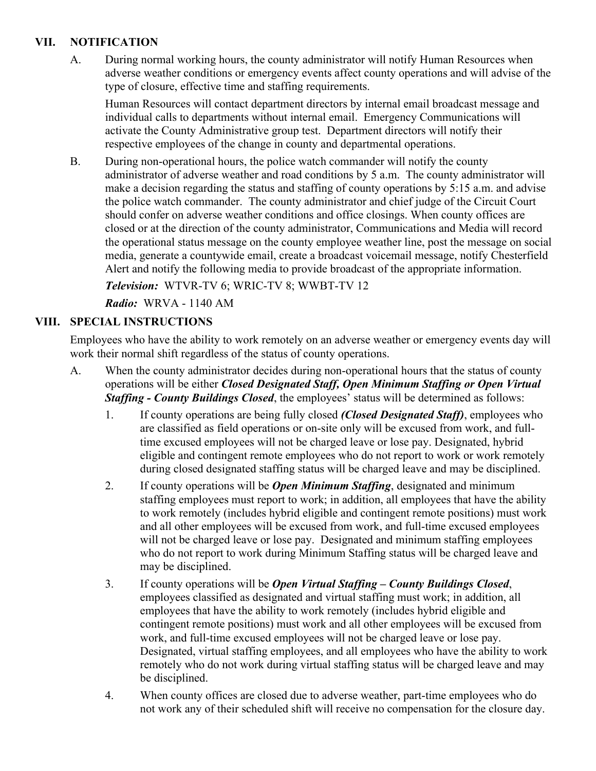## VII. NOTIFICATION

A. During normal working hours, the county administrator will notify Human Resources when adverse weather conditions or emergency events affect county operations and will advise of the type of closure, effective time and staffing requirements.

Human Resources will contact department directors by internal email broadcast message and individual calls to departments without internal email. Emergency Communications will activate the County Administrative group test. Department directors will notify their respective employees of the change in county and departmental operations.

B. During non-operational hours, the police watch commander will notify the county administrator of adverse weather and road conditions by 5 a.m. The county administrator will make a decision regarding the status and staffing of county operations by 5:15 a.m. and advise the police watch commander. The county administrator and chief judge of the Circuit Court should confer on adverse weather conditions and office closings. When county offices are closed or at the direction of the county administrator, Communications and Media will record the operational status message on the county employee weather line, post the message on social media, generate a countywide email, create a broadcast voicemail message, notify Chesterfield Alert and notify the following media to provide broadcast of the appropriate information.

***Television:*** WTVR-TV 6; WRIC-TV 8; WWBT-TV 12

***Radio:*** WRVA - 1140 AM

## VIII. SPECIAL INSTRUCTIONS

Employees who have the ability to work remotely on an adverse weather or emergency events day will work their normal shift regardless of the status of county operations.

A. When the county administrator decides during non-operational hours that the status of county operations will be either ***Closed Designated Staff, Open Minimum Staffing or Open Virtual Staffing - County Buildings Closed***, the employees' status will be determined as follows:

1. If county operations are being fully closed ***(Closed Designated Staff)***, employees who are classified as field operations or on-site only will be excused from work, and full-time excused employees will not be charged leave or lose pay. Designated, hybrid eligible and contingent remote employees who do not report to work or work remotely during closed designated staffing status will be charged leave and may be disciplined.

2. If county operations will be ***Open Minimum Staffing***, designated and minimum staffing employees must report to work; in addition, all employees that have the ability to work remotely (includes hybrid eligible and contingent remote positions) must work and all other employees will be excused from work, and full-time excused employees will not be charged leave or lose pay. Designated and minimum staffing employees who do not report to work during Minimum Staffing status will be charged leave and may be disciplined.

3. If county operations will be ***Open Virtual Staffing – County Buildings Closed***, employees classified as designated and virtual staffing must work; in addition, all employees that have the ability to work remotely (includes hybrid eligible and contingent remote positions) must work and all other employees will be excused from work, and full-time excused employees will not be charged leave or lose pay. Designated, virtual staffing employees, and all employees who have the ability to work remotely who do not work during virtual staffing status will be charged leave and may be disciplined.

4. When county offices are closed due to adverse weather, part-time employees who do not work any of their scheduled shift will receive no compensation for the closure day.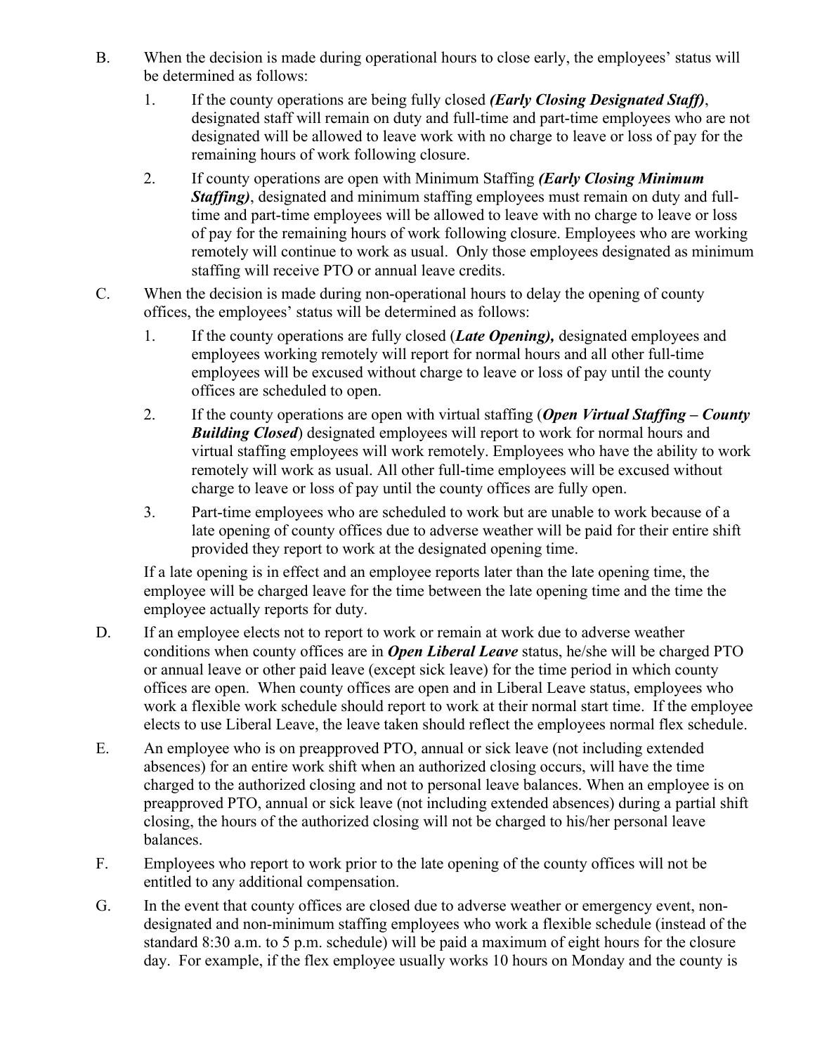B. When the decision is made during operational hours to close early, the employees' status will be determined as follows:

   1. If the county operations are being fully closed ***(Early Closing Designated Staff)***, designated staff will remain on duty and full-time and part-time employees who are not designated will be allowed to leave work with no charge to leave or loss of pay for the remaining hours of work following closure.

   2. If county operations are open with Minimum Staffing ***(Early Closing Minimum Staffing)***, designated and minimum staffing employees must remain on duty and full-time and part-time employees will be allowed to leave with no charge to leave or loss of pay for the remaining hours of work following closure. Employees who are working remotely will continue to work as usual. Only those employees designated as minimum staffing will receive PTO or annual leave credits.

C. When the decision is made during non-operational hours to delay the opening of county offices, the employees' status will be determined as follows:

   1. If the county operations are fully closed (***Late Opening),*** designated employees and employees working remotely will report for normal hours and all other full-time employees will be excused without charge to leave or loss of pay until the county offices are scheduled to open.

   2. If the county operations are open with virtual staffing (***Open Virtual Staffing – County Building Closed***) designated employees will report to work for normal hours and virtual staffing employees will work remotely. Employees who have the ability to work remotely will work as usual. All other full-time employees will be excused without charge to leave or loss of pay until the county offices are fully open.

   3. Part-time employees who are scheduled to work but are unable to work because of a late opening of county offices due to adverse weather will be paid for their entire shift provided they report to work at the designated opening time.

   If a late opening is in effect and an employee reports later than the late opening time, the employee will be charged leave for the time between the late opening time and the time the employee actually reports for duty.

D. If an employee elects not to report to work or remain at work due to adverse weather conditions when county offices are in ***Open Liberal Leave*** status, he/she will be charged PTO or annual leave or other paid leave (except sick leave) for the time period in which county offices are open. When county offices are open and in Liberal Leave status, employees who work a flexible work schedule should report to work at their normal start time. If the employee elects to use Liberal Leave, the leave taken should reflect the employees normal flex schedule.

E. An employee who is on preapproved PTO, annual or sick leave (not including extended absences) for an entire work shift when an authorized closing occurs, will have the time charged to the authorized closing and not to personal leave balances. When an employee is on preapproved PTO, annual or sick leave (not including extended absences) during a partial shift closing, the hours of the authorized closing will not be charged to his/her personal leave balances.

F. Employees who report to work prior to the late opening of the county offices will not be entitled to any additional compensation.

G. In the event that county offices are closed due to adverse weather or emergency event, non-designated and non-minimum staffing employees who work a flexible schedule (instead of the standard 8:30 a.m. to 5 p.m. schedule) will be paid a maximum of eight hours for the closure day. For example, if the flex employee usually works 10 hours on Monday and the county is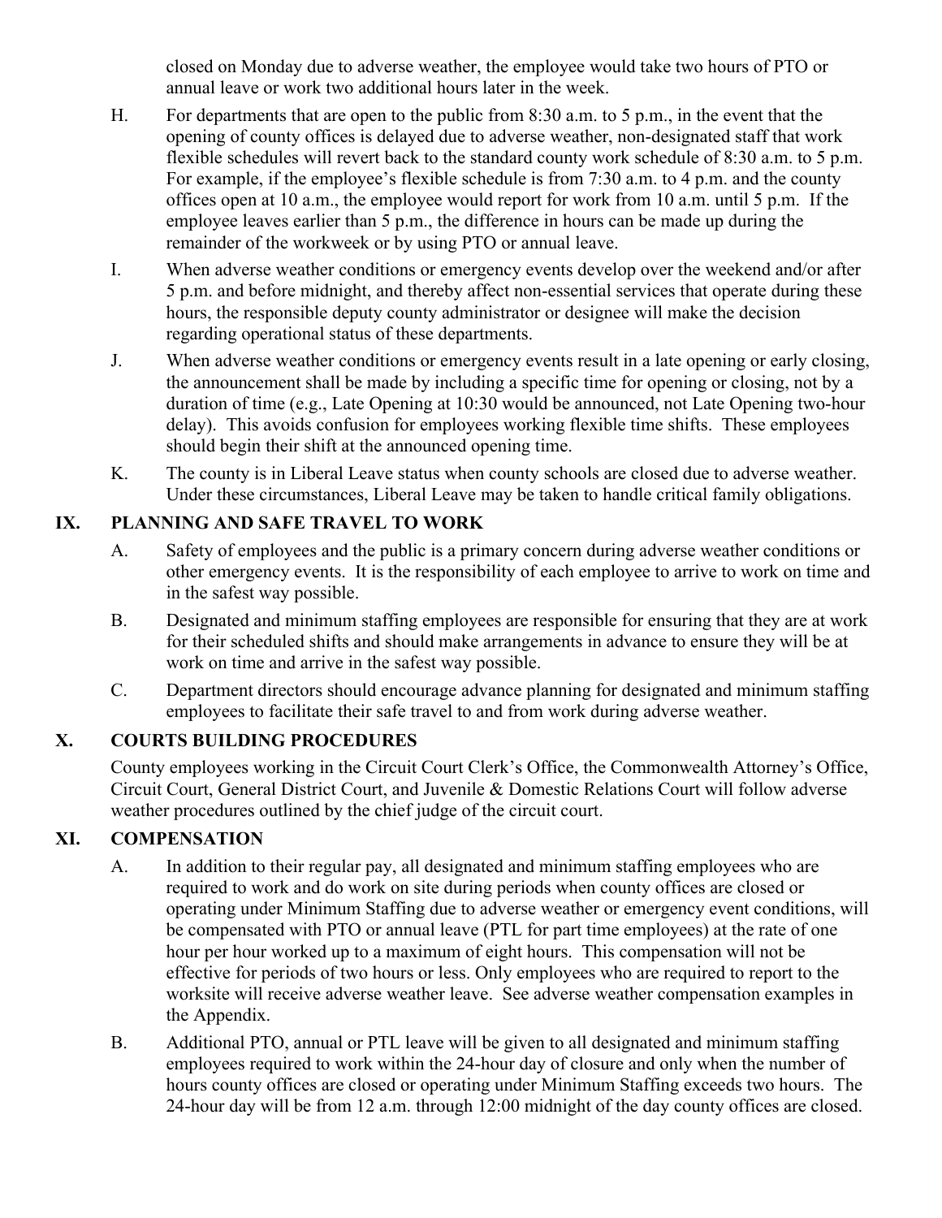closed on Monday due to adverse weather, the employee would take two hours of PTO or annual leave or work two additional hours later in the week.

H. For departments that are open to the public from 8:30 a.m. to 5 p.m., in the event that the opening of county offices is delayed due to adverse weather, non-designated staff that work flexible schedules will revert back to the standard county work schedule of 8:30 a.m. to 5 p.m. For example, if the employee's flexible schedule is from 7:30 a.m. to 4 p.m. and the county offices open at 10 a.m., the employee would report for work from 10 a.m. until 5 p.m. If the employee leaves earlier than 5 p.m., the difference in hours can be made up during the remainder of the workweek or by using PTO or annual leave.

I. When adverse weather conditions or emergency events develop over the weekend and/or after 5 p.m. and before midnight, and thereby affect non-essential services that operate during these hours, the responsible deputy county administrator or designee will make the decision regarding operational status of these departments.

J. When adverse weather conditions or emergency events result in a late opening or early closing, the announcement shall be made by including a specific time for opening or closing, not by a duration of time (e.g., Late Opening at 10:30 would be announced, not Late Opening two-hour delay). This avoids confusion for employees working flexible time shifts. These employees should begin their shift at the announced opening time.

K. The county is in Liberal Leave status when county schools are closed due to adverse weather. Under these circumstances, Liberal Leave may be taken to handle critical family obligations.

## IX. PLANNING AND SAFE TRAVEL TO WORK

A. Safety of employees and the public is a primary concern during adverse weather conditions or other emergency events. It is the responsibility of each employee to arrive to work on time and in the safest way possible.

B. Designated and minimum staffing employees are responsible for ensuring that they are at work for their scheduled shifts and should make arrangements in advance to ensure they will be at work on time and arrive in the safest way possible.

C. Department directors should encourage advance planning for designated and minimum staffing employees to facilitate their safe travel to and from work during adverse weather.

## X. COURTS BUILDING PROCEDURES

County employees working in the Circuit Court Clerk's Office, the Commonwealth Attorney's Office, Circuit Court, General District Court, and Juvenile & Domestic Relations Court will follow adverse weather procedures outlined by the chief judge of the circuit court.

## XI. COMPENSATION

A. In addition to their regular pay, all designated and minimum staffing employees who are required to work and do work on site during periods when county offices are closed or operating under Minimum Staffing due to adverse weather or emergency event conditions, will be compensated with PTO or annual leave (PTL for part time employees) at the rate of one hour per hour worked up to a maximum of eight hours. This compensation will not be effective for periods of two hours or less. Only employees who are required to report to the worksite will receive adverse weather leave. See adverse weather compensation examples in the Appendix.

B. Additional PTO, annual or PTL leave will be given to all designated and minimum staffing employees required to work within the 24-hour day of closure and only when the number of hours county offices are closed or operating under Minimum Staffing exceeds two hours. The 24-hour day will be from 12 a.m. through 12:00 midnight of the day county offices are closed.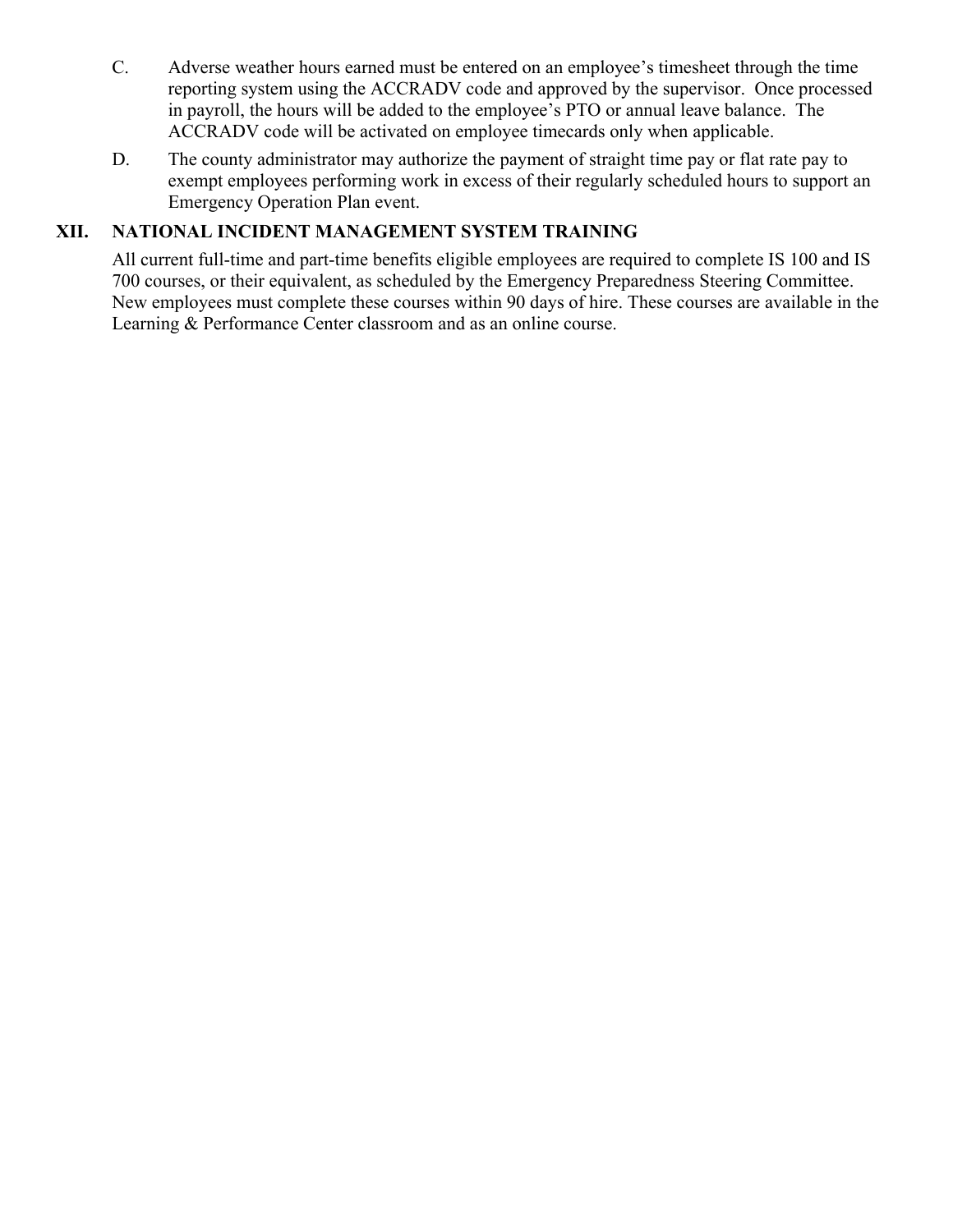C. Adverse weather hours earned must be entered on an employee's timesheet through the time reporting system using the ACCRADV code and approved by the supervisor. Once processed in payroll, the hours will be added to the employee's PTO or annual leave balance. The ACCRADV code will be activated on employee timecards only when applicable.

D. The county administrator may authorize the payment of straight time pay or flat rate pay to exempt employees performing work in excess of their regularly scheduled hours to support an Emergency Operation Plan event.

## XII. NATIONAL INCIDENT MANAGEMENT SYSTEM TRAINING

All current full-time and part-time benefits eligible employees are required to complete IS 100 and IS 700 courses, or their equivalent, as scheduled by the Emergency Preparedness Steering Committee. New employees must complete these courses within 90 days of hire. These courses are available in the Learning & Performance Center classroom and as an online course.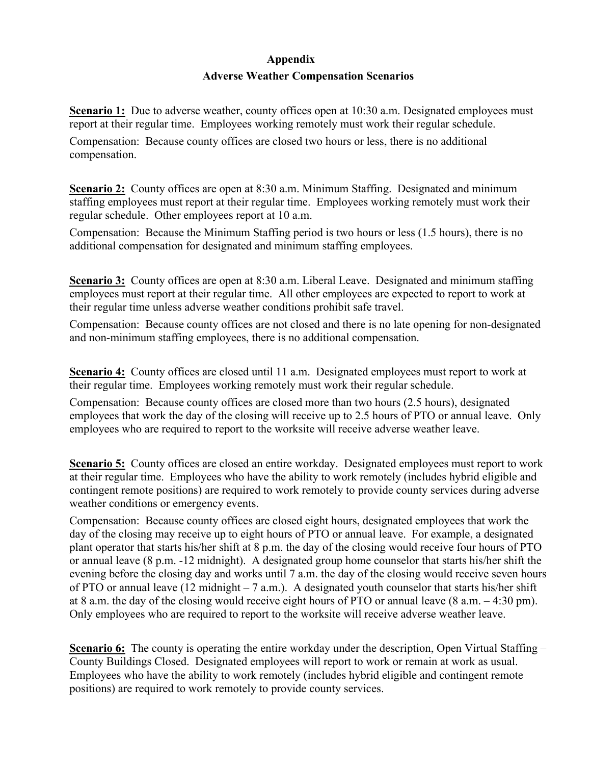## Appendix

## Adverse Weather Compensation Scenarios

**Scenario 1:** Due to adverse weather, county offices open at 10:30 a.m. Designated employees must report at their regular time. Employees working remotely must work their regular schedule.

Compensation: Because county offices are closed two hours or less, there is no additional compensation.

**Scenario 2:** County offices are open at 8:30 a.m. Minimum Staffing. Designated and minimum staffing employees must report at their regular time. Employees working remotely must work their regular schedule. Other employees report at 10 a.m.

Compensation: Because the Minimum Staffing period is two hours or less (1.5 hours), there is no additional compensation for designated and minimum staffing employees.

**Scenario 3:** County offices are open at 8:30 a.m. Liberal Leave. Designated and minimum staffing employees must report at their regular time. All other employees are expected to report to work at their regular time unless adverse weather conditions prohibit safe travel.

Compensation: Because county offices are not closed and there is no late opening for non-designated and non-minimum staffing employees, there is no additional compensation.

**Scenario 4:** County offices are closed until 11 a.m. Designated employees must report to work at their regular time. Employees working remotely must work their regular schedule.

Compensation: Because county offices are closed more than two hours (2.5 hours), designated employees that work the day of the closing will receive up to 2.5 hours of PTO or annual leave. Only employees who are required to report to the worksite will receive adverse weather leave.

**Scenario 5:** County offices are closed an entire workday. Designated employees must report to work at their regular time. Employees who have the ability to work remotely (includes hybrid eligible and contingent remote positions) are required to work remotely to provide county services during adverse weather conditions or emergency events.

Compensation: Because county offices are closed eight hours, designated employees that work the day of the closing may receive up to eight hours of PTO or annual leave. For example, a designated plant operator that starts his/her shift at 8 p.m. the day of the closing would receive four hours of PTO or annual leave (8 p.m. -12 midnight). A designated group home counselor that starts his/her shift the evening before the closing day and works until 7 a.m. the day of the closing would receive seven hours of PTO or annual leave (12 midnight – 7 a.m.). A designated youth counselor that starts his/her shift at 8 a.m. the day of the closing would receive eight hours of PTO or annual leave (8 a.m. – 4:30 pm). Only employees who are required to report to the worksite will receive adverse weather leave.

**Scenario 6:** The county is operating the entire workday under the description, Open Virtual Staffing – County Buildings Closed. Designated employees will report to work or remain at work as usual. Employees who have the ability to work remotely (includes hybrid eligible and contingent remote positions) are required to work remotely to provide county services.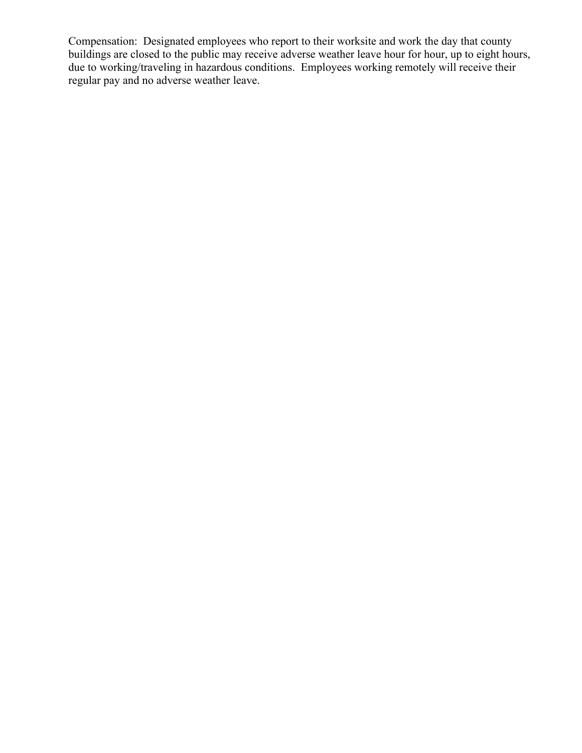Compensation:  Designated employees who report to their worksite and work the day that county buildings are closed to the public may receive adverse weather leave hour for hour, up to eight hours, due to working/traveling in hazardous conditions.  Employees working remotely will receive their regular pay and no adverse weather leave.